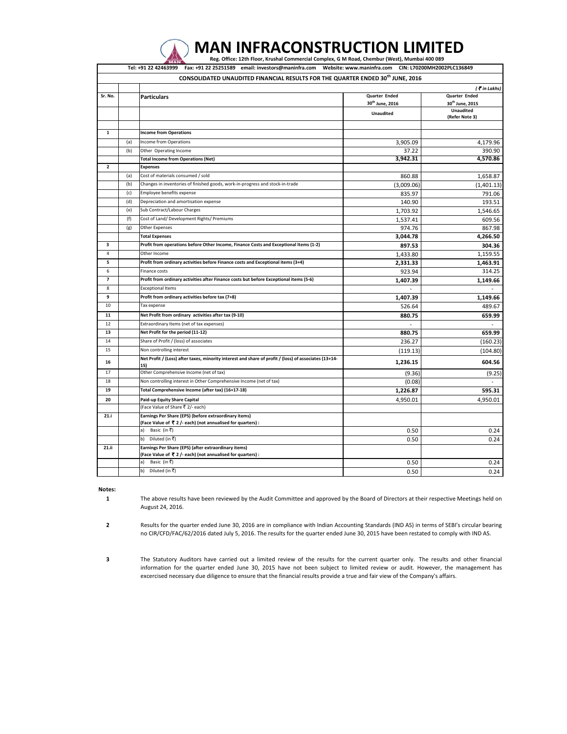# MAN INFRACONSTRUCTION LIMITED

**Reg. Office: 12th Floor, Krushal Commercial Complex, G M Road, Chembur (West), Mumbai 400 089**

**Tel: +91 22 42463999 Fax: +91 22 25251589 email: investors@maninfra.com Website: www.maninfra.com CIN: L70200MH2002PLC136849**

## CONSOLIDATED UNAUDITED FINANCIAL RESULTS FOR THE QUARTER ENDED 30th JUNE, 2016

*(₹ in Lakhs)*

| Sr. No. | | Particulars | Quarter Ended 30th June, 2016 | Quarter Ended 30th June, 2015 |
|---|---|---|---|---|
| | | | Unaudited | Unaudited (Refer Note 3) |
| **1** | | **Income from Operations** | | |
| | (a) | Income from Operations | 3,905.09 | 4,179.96 |
| | (b) | Other Operating Income | 37.22 | 390.90 |
| | | **Total Income from Operations (Net)** | **3,942.31** | **4,570.86** |
| **2** | | **Expenses** | | |
| | (a) | Cost of materials consumed / sold | 860.88 | 1,658.87 |
| | (b) | Changes in inventories of finished goods, work-in-progress and stock-in-trade | (3,009.06) | (1,401.13) |
| | (c) | Employee benefits expense | 835.97 | 791.06 |
| | (d) | Depreciation and amortisation expense | 140.90 | 193.51 |
| | (e) | Sub Contract/Labour Charges | 1,703.92 | 1,546.65 |
| | (f) | Cost of Land/ Development Rights/ Premiums | 1,537.41 | 609.56 |
| | (g) | Other Expenses | 974.76 | 867.98 |
| | | **Total Expenses** | **3,044.78** | **4,266.50** |
| **3** | | **Profit from operations before Other Income, Finance Costs and Exceptional Items (1-2)** | **897.53** | **304.36** |
| 4 | | Other Income | 1,433.80 | 1,159.55 |
| **5** | | **Profit from ordinary activities before Finance costs and Exceptional items (3+4)** | **2,331.33** | **1,463.91** |
| 6 | | Finance costs | 923.94 | 314.25 |
| **7** | | **Profit from ordinary activities after Finance costs but before Exceptional items (5-6)** | **1,407.39** | **1,149.66** |
| 8 | | Exceptional Items | - | - |
| **9** | | **Profit from ordinary activities before tax (7+8)** | **1,407.39** | **1,149.66** |
| 10 | | Tax expense | 526.64 | 489.67 |
| **11** | | **Net Profit from ordinary activities after tax (9-10)** | **880.75** | **659.99** |
| 12 | | Extraordinary Items (net of tax expenses) | - | - |
| **13** | | **Net Profit for the period (11-12)** | **880.75** | **659.99** |
| 14 | | Share of Profit / (loss) of associates | 236.27 | (160.23) |
| 15 | | Non controlling interest | (119.13) | (104.80) |
| **16** | | **Net Profit / (Loss) after taxes, minority interest and share of profit / (loss) of associates (13+14-15)** | **1,236.15** | **604.56** |
| 17 | | Other Comprehensive Income (net of tax) | (9.36) | (9.25) |
| 18 | | Non controlling interest in Other Comprehensive Income (net of tax) | (0.08) | - |
| **19** | | **Total Comprehensive Income (after tax) (16+17-18)** | **1,226.87** | **595.31** |
| **20** | | **Paid-up Equity Share Capital** | 4,950.01 | 4,950.01 |
| | | (Face Value of Share ₹ 2/- each) | | |
| **21.i** | | **Earnings Per Share (EPS) (before extraordinary items) (Face Value of ₹ 2 /- each) (not annualised for quarters) :** | | |
| | | a) Basic (in ₹) | 0.50 | 0.24 |
| | | b) Diluted (in ₹) | 0.50 | 0.24 |
| **21.ii** | | **Earnings Per Share (EPS) (after extraordinary items) (Face Value of ₹ 2 /- each) (not annualised for quarters) :** | | |
| | | a) Basic (in ₹) | 0.50 | 0.24 |
| | | b) Diluted (in ₹) | 0.50 | 0.24 |

**Notes:**

1. The above results have been reviewed by the Audit Committee and approved by the Board of Directors at their respective Meetings held on August 24, 2016.

2. Results for the quarter ended June 30, 2016 are in compliance with Indian Accounting Standards (IND AS) in terms of SEBI's circular bearing no CIR/CFD/FAC/62/2016 dated July 5, 2016. The results for the quarter ended June 30, 2015 have been restated to comply with IND AS.

3. The Statutory Auditors have carried out a limited review of the results for the current quarter only. The results and other financial information for the quarter ended June 30, 2015 have not been subject to limited review or audit. However, the management has excercised necessary due diligence to ensure that the financial results provide a true and fair view of the Company's affairs.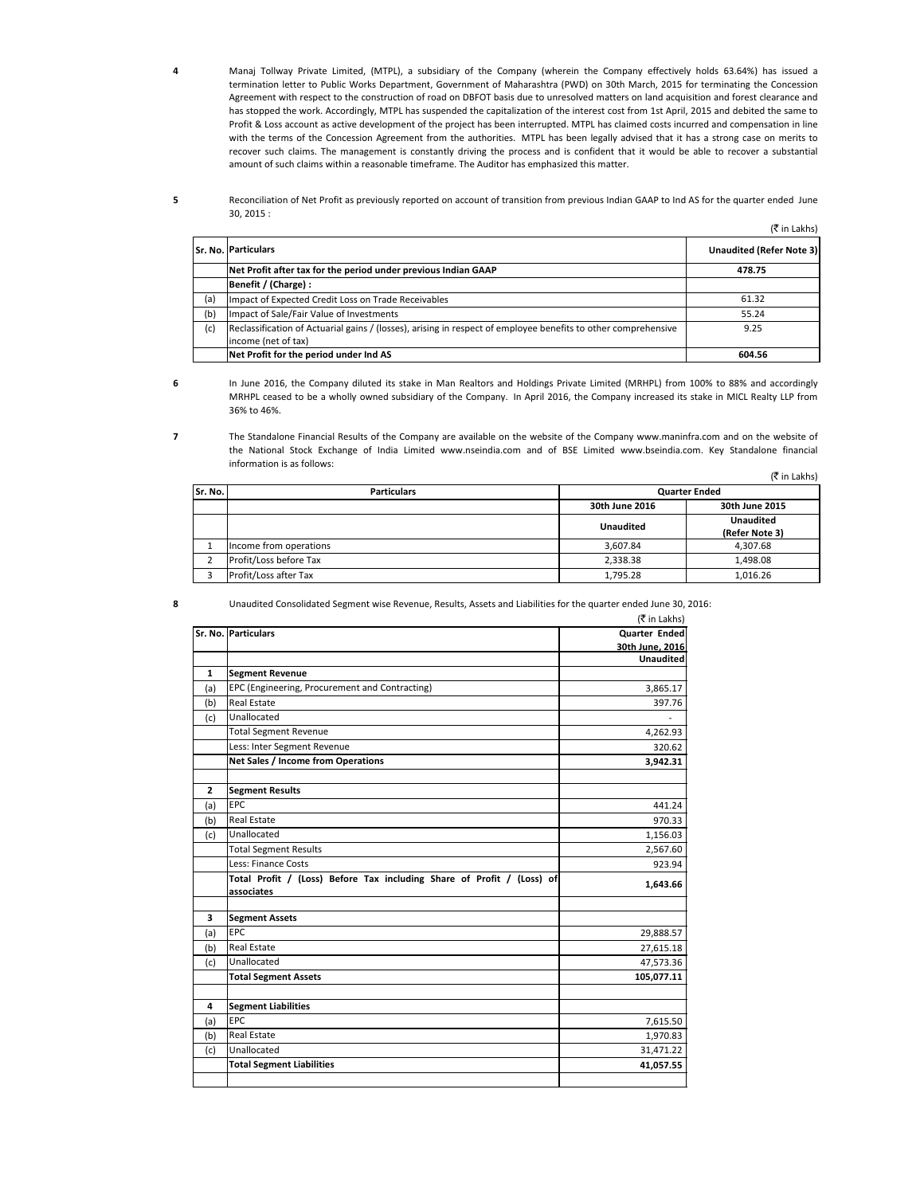4 Manaj Tollway Private Limited, (MTPL), a subsidiary of the Company (wherein the Company effectively holds 63.64%) has issued a termination letter to Public Works Department, Government of Maharashtra (PWD) on 30th March, 2015 for terminating the Concession Agreement with respect to the construction of road on DBFOT basis due to unresolved matters on land acquisition and forest clearance and has stopped the work. Accordingly, MTPL has suspended the capitalization of the interest cost from 1st April, 2015 and debited the same to Profit & Loss account as active development of the project has been interrupted. MTPL has claimed costs incurred and compensation in line with the terms of the Concession Agreement from the authorities. MTPL has been legally advised that it has a strong case on merits to recover such claims. The management is constantly driving the process and is confident that it would be able to recover a substantial amount of such claims within a reasonable timeframe. The Auditor has emphasized this matter.

5 Reconciliation of Net Profit as previously reported on account of transition from previous Indian GAAP to Ind AS for the quarter ended June 30, 2015 :

(₹ in Lakhs)

| Sr. No. | Particulars | Unaudited (Refer Note 3) |
|---|---|---|
| | **Net Profit after tax for the period under previous Indian GAAP** | **478.75** |
| | **Benefit / (Charge) :** | |
| (a) | Impact of Expected Credit Loss on Trade Receivables | 61.32 |
| (b) | Impact of Sale/Fair Value of Investments | 55.24 |
| (c) | Reclassification of Actuarial gains / (losses), arising in respect of employee benefits to other comprehensive income (net of tax) | 9.25 |
| | **Net Profit for the period under Ind AS** | **604.56** |

6 In June 2016, the Company diluted its stake in Man Realtors and Holdings Private Limited (MRHPL) from 100% to 88% and accordingly MRHPL ceased to be a wholly owned subsidiary of the Company. In April 2016, the Company increased its stake in MICL Realty LLP from 36% to 46%.

7 The Standalone Financial Results of the Company are available on the website of the Company www.maninfra.com and on the website of the National Stock Exchange of India Limited www.nseindia.com and of BSE Limited www.bseindia.com. Key Standalone financial information is as follows:

(₹ in Lakhs)

| Sr. No. | Particulars | Quarter Ended | |
|---|---|---|---|
| | | 30th June 2016 | 30th June 2015 |
| | | Unaudited | Unaudited (Refer Note 3) |
| 1 | Income from operations | 3,607.84 | 4,307.68 |
| 2 | Profit/Loss before Tax | 2,338.38 | 1,498.08 |
| 3 | Profit/Loss after Tax | 1,795.28 | 1,016.26 |

8 Unaudited Consolidated Segment wise Revenue, Results, Assets and Liabilities for the quarter ended June 30, 2016:

(₹ in Lakhs)

| Sr. No. | Particulars | Quarter Ended 30th June, 2016 |
|---|---|---|
| | | Unaudited |
| **1** | **Segment Revenue** | |
| (a) | EPC (Engineering, Procurement and Contracting) | 3,865.17 |
| (b) | Real Estate | 397.76 |
| (c) | Unallocated | - |
| | Total Segment Revenue | 4,262.93 |
| | Less: Inter Segment Revenue | 320.62 |
| | **Net Sales / Income from Operations** | **3,942.31** |
| | | |
| **2** | **Segment Results** | |
| (a) | EPC | 441.24 |
| (b) | Real Estate | 970.33 |
| (c) | Unallocated | 1,156.03 |
| | Total Segment Results | 2,567.60 |
| | Less: Finance Costs | 923.94 |
| | **Total Profit / (Loss) Before Tax including Share of Profit / (Loss) of associates** | **1,643.66** |
| | | |
| **3** | **Segment Assets** | |
| (a) | EPC | 29,888.57 |
| (b) | Real Estate | 27,615.18 |
| (c) | Unallocated | 47,573.36 |
| | **Total Segment Assets** | **105,077.11** |
| | | |
| **4** | **Segment Liabilities** | |
| (a) | EPC | 7,615.50 |
| (b) | Real Estate | 1,970.83 |
| (c) | Unallocated | 31,471.22 |
| | **Total Segment Liabilities** | **41,057.55** |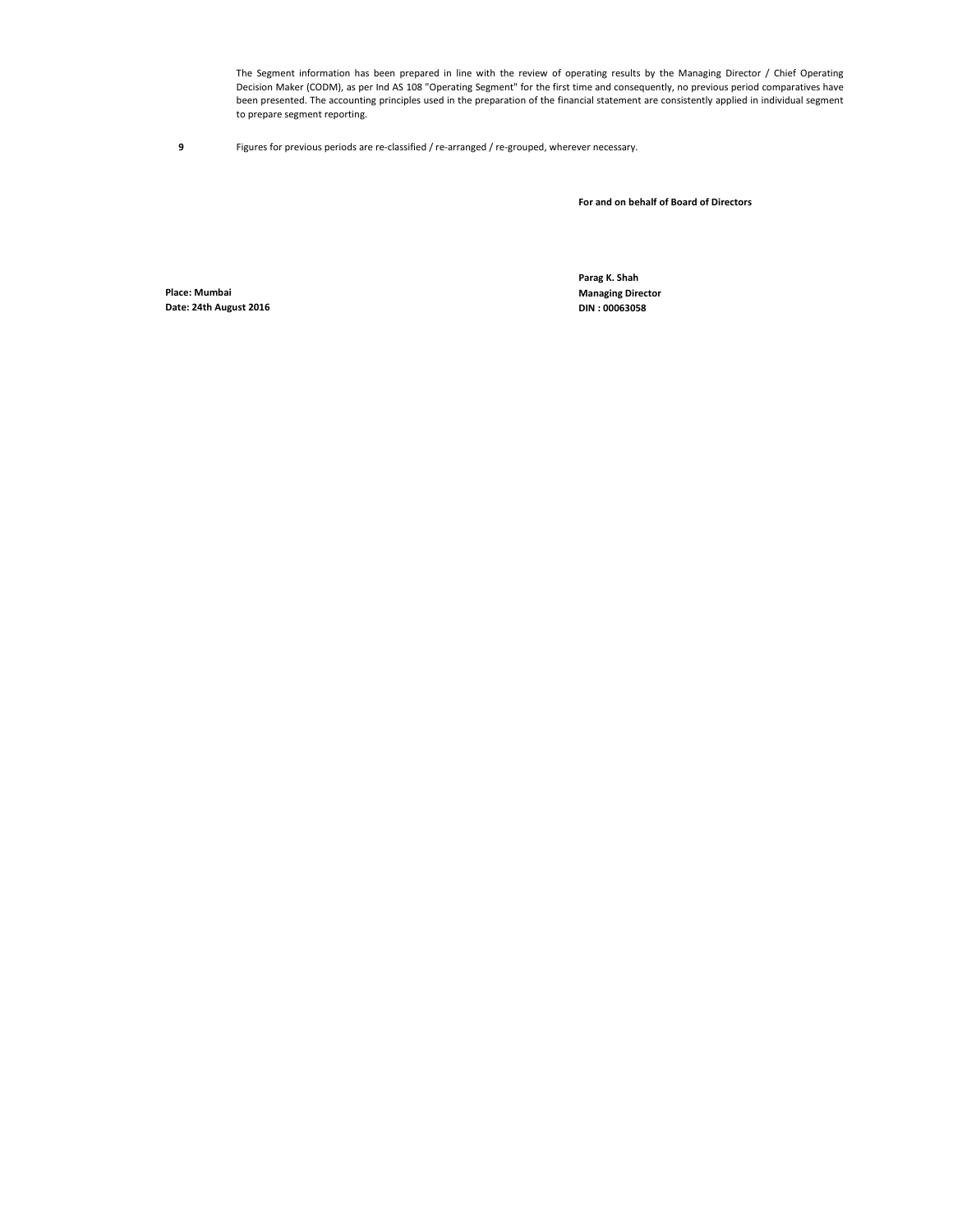The Segment information has been prepared in line with the review of operating results by the Managing Director / Chief Operating Decision Maker (CODM), as per Ind AS 108 "Operating Segment" for the first time and consequently, no previous period comparatives have been presented. The accounting principles used in the preparation of the financial statement are consistently applied in individual segment to prepare segment reporting.

**9** Figures for previous periods are re-classified / re-arranged / re-grouped, wherever necessary.

**For and on behalf of Board of Directors**

**Parag K. Shah**
**Managing Director**
**DIN : 00063058**

**Place: Mumbai**
**Date: 24th August 2016**